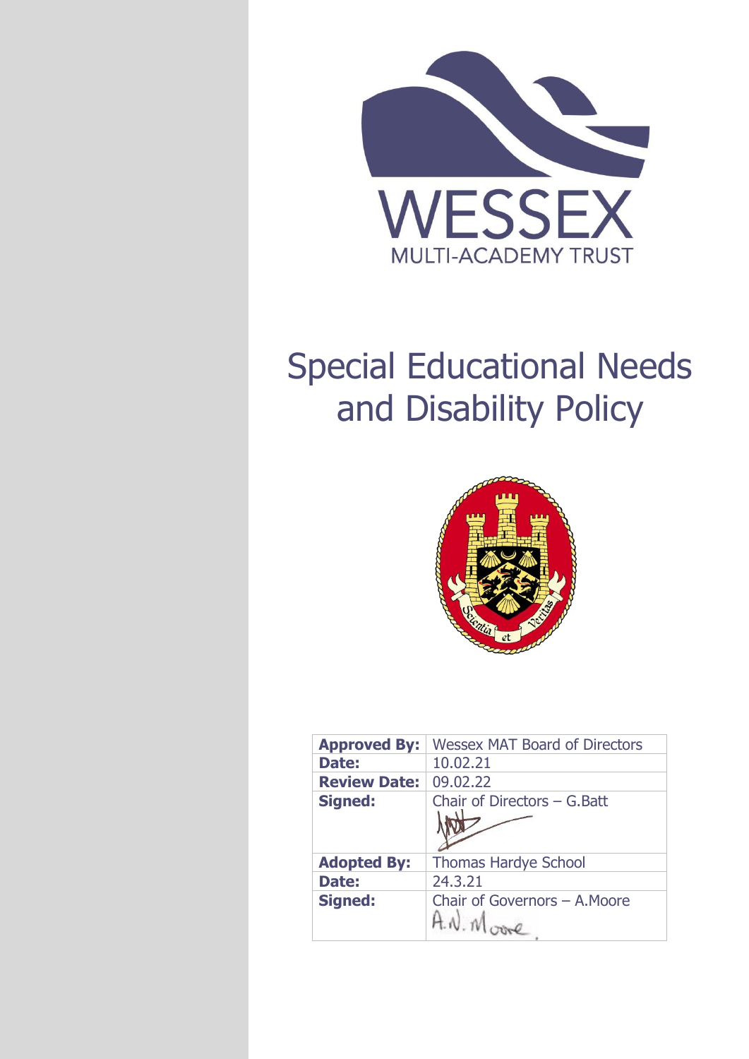WESSEX
MULTI-ACADEMY TRUST

# Special Educational Needs and Disability Policy

| | |
|---|---|
| **Approved By:** | Wessex MAT Board of Directors |
| **Date:** | 10.02.21 |
| **Review Date:** | 09.02.22 |
| **Signed:** | Chair of Directors – G.Batt |
| **Adopted By:** | Thomas Hardye School |
| **Date:** | 24.3.21 |
| **Signed:** | Chair of Governors – A.Moore |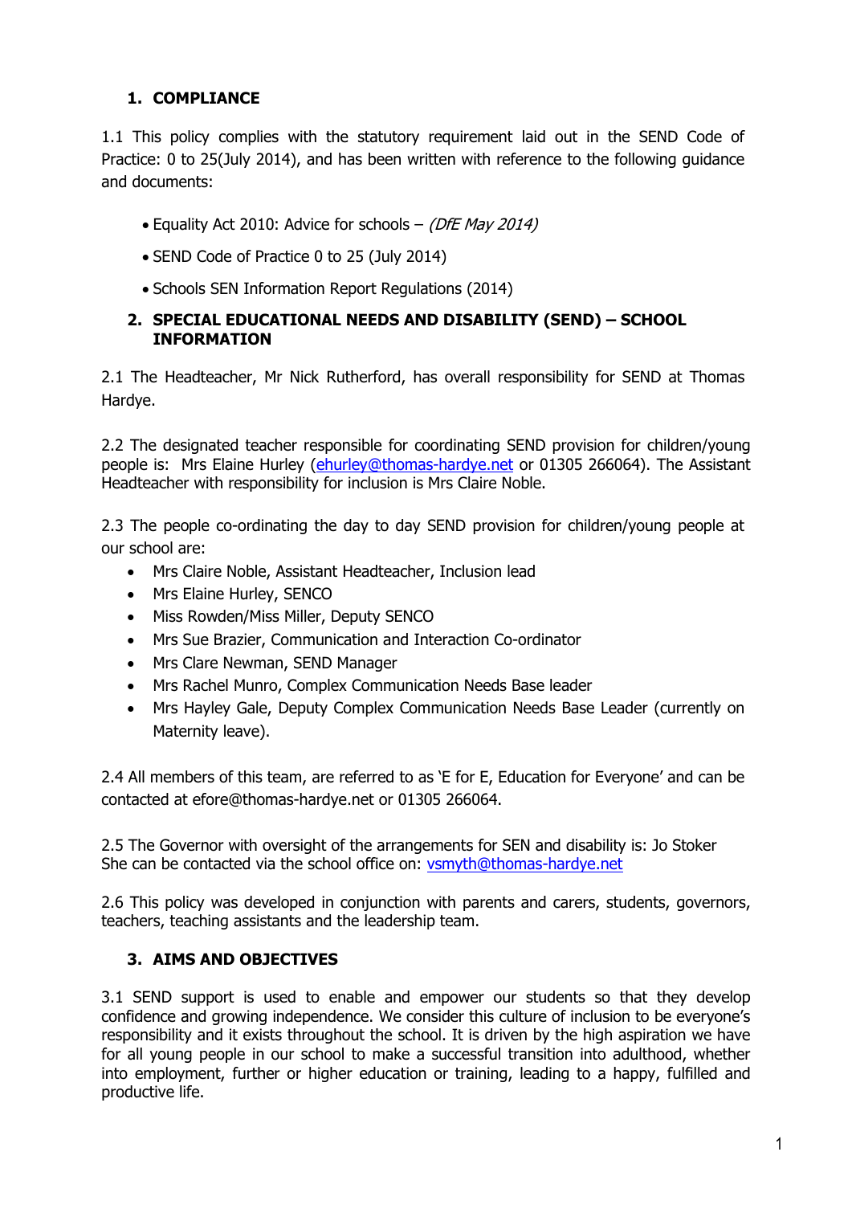## 1. COMPLIANCE

1.1 This policy complies with the statutory requirement laid out in the SEND Code of Practice: 0 to 25(July 2014), and has been written with reference to the following guidance and documents:

- Equality Act 2010: Advice for schools – *(DfE May 2014)*
- SEND Code of Practice 0 to 25 (July 2014)
- Schools SEN Information Report Regulations (2014)

## 2. SPECIAL EDUCATIONAL NEEDS AND DISABILITY (SEND) – SCHOOL INFORMATION

2.1 The Headteacher, Mr Nick Rutherford, has overall responsibility for SEND at Thomas Hardye.

2.2 The designated teacher responsible for coordinating SEND provision for children/young people is: Mrs Elaine Hurley (ehurley@thomas-hardye.net or 01305 266064). The Assistant Headteacher with responsibility for inclusion is Mrs Claire Noble.

2.3 The people co-ordinating the day to day SEND provision for children/young people at our school are:

- Mrs Claire Noble, Assistant Headteacher, Inclusion lead
- Mrs Elaine Hurley, SENCO
- Miss Rowden/Miss Miller, Deputy SENCO
- Mrs Sue Brazier, Communication and Interaction Co-ordinator
- Mrs Clare Newman, SEND Manager
- Mrs Rachel Munro, Complex Communication Needs Base leader
- Mrs Hayley Gale, Deputy Complex Communication Needs Base Leader (currently on Maternity leave).

2.4 All members of this team, are referred to as 'E for E, Education for Everyone' and can be contacted at efore@thomas-hardye.net or 01305 266064.

2.5 The Governor with oversight of the arrangements for SEN and disability is: Jo Stoker
She can be contacted via the school office on: vsmyth@thomas-hardye.net

2.6 This policy was developed in conjunction with parents and carers, students, governors, teachers, teaching assistants and the leadership team.

## 3. AIMS AND OBJECTIVES

3.1 SEND support is used to enable and empower our students so that they develop confidence and growing independence. We consider this culture of inclusion to be everyone's responsibility and it exists throughout the school. It is driven by the high aspiration we have for all young people in our school to make a successful transition into adulthood, whether into employment, further or higher education or training, leading to a happy, fulfilled and productive life.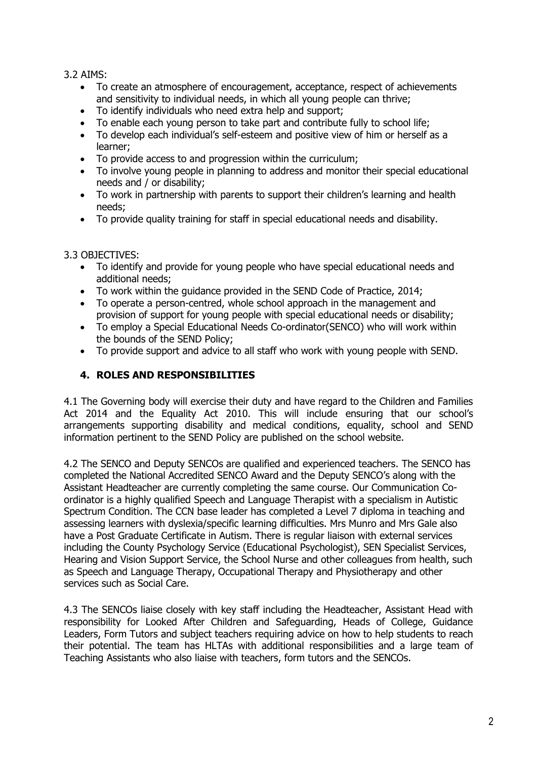3.2 AIMS:

- To create an atmosphere of encouragement, acceptance, respect of achievements and sensitivity to individual needs, in which all young people can thrive;
- To identify individuals who need extra help and support;
- To enable each young person to take part and contribute fully to school life;
- To develop each individual's self-esteem and positive view of him or herself as a learner;
- To provide access to and progression within the curriculum;
- To involve young people in planning to address and monitor their special educational needs and / or disability;
- To work in partnership with parents to support their children's learning and health needs;
- To provide quality training for staff in special educational needs and disability.

3.3 OBJECTIVES:

- To identify and provide for young people who have special educational needs and additional needs;
- To work within the guidance provided in the SEND Code of Practice, 2014;
- To operate a person-centred, whole school approach in the management and provision of support for young people with special educational needs or disability;
- To employ a Special Educational Needs Co-ordinator(SENCO) who will work within the bounds of the SEND Policy;
- To provide support and advice to all staff who work with young people with SEND.

## 4. ROLES AND RESPONSIBILITIES

4.1 The Governing body will exercise their duty and have regard to the Children and Families Act 2014 and the Equality Act 2010. This will include ensuring that our school's arrangements supporting disability and medical conditions, equality, school and SEND information pertinent to the SEND Policy are published on the school website.

4.2 The SENCO and Deputy SENCOs are qualified and experienced teachers. The SENCO has completed the National Accredited SENCO Award and the Deputy SENCO's along with the Assistant Headteacher are currently completing the same course. Our Communication Co-ordinator is a highly qualified Speech and Language Therapist with a specialism in Autistic Spectrum Condition. The CCN base leader has completed a Level 7 diploma in teaching and assessing learners with dyslexia/specific learning difficulties. Mrs Munro and Mrs Gale also have a Post Graduate Certificate in Autism. There is regular liaison with external services including the County Psychology Service (Educational Psychologist), SEN Specialist Services, Hearing and Vision Support Service, the School Nurse and other colleagues from health, such as Speech and Language Therapy, Occupational Therapy and Physiotherapy and other services such as Social Care.

4.3 The SENCOs liaise closely with key staff including the Headteacher, Assistant Head with responsibility for Looked After Children and Safeguarding, Heads of College, Guidance Leaders, Form Tutors and subject teachers requiring advice on how to help students to reach their potential. The team has HLTAs with additional responsibilities and a large team of Teaching Assistants who also liaise with teachers, form tutors and the SENCOs.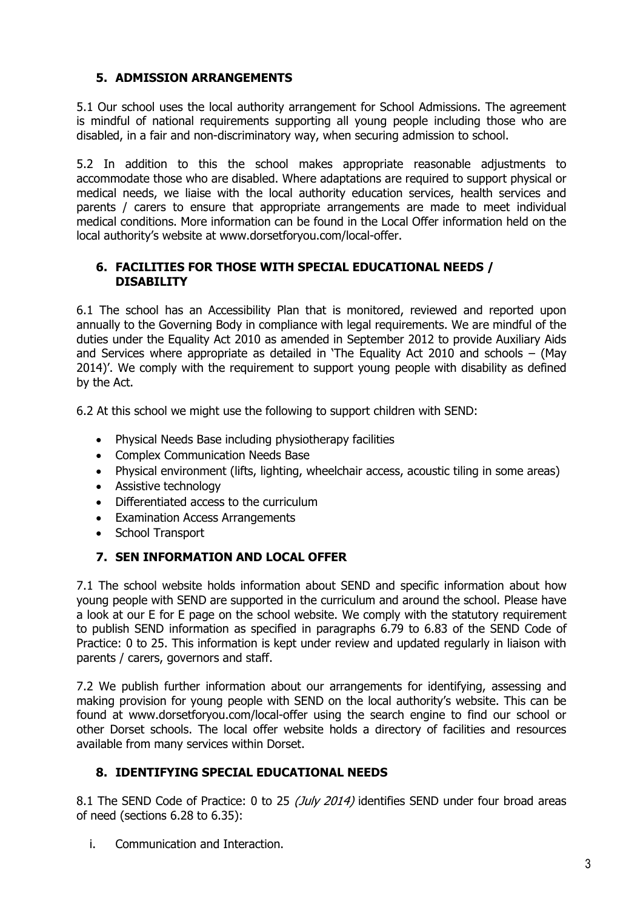## 5. ADMISSION ARRANGEMENTS

5.1 Our school uses the local authority arrangement for School Admissions. The agreement is mindful of national requirements supporting all young people including those who are disabled, in a fair and non-discriminatory way, when securing admission to school.

5.2 In addition to this the school makes appropriate reasonable adjustments to accommodate those who are disabled. Where adaptations are required to support physical or medical needs, we liaise with the local authority education services, health services and parents / carers to ensure that appropriate arrangements are made to meet individual medical conditions. More information can be found in the Local Offer information held on the local authority's website at www.dorsetforyou.com/local-offer.

## 6. FACILITIES FOR THOSE WITH SPECIAL EDUCATIONAL NEEDS / DISABILITY

6.1 The school has an Accessibility Plan that is monitored, reviewed and reported upon annually to the Governing Body in compliance with legal requirements. We are mindful of the duties under the Equality Act 2010 as amended in September 2012 to provide Auxiliary Aids and Services where appropriate as detailed in 'The Equality Act 2010 and schools – (May 2014)'. We comply with the requirement to support young people with disability as defined by the Act.

6.2 At this school we might use the following to support children with SEND:

- Physical Needs Base including physiotherapy facilities
- Complex Communication Needs Base
- Physical environment (lifts, lighting, wheelchair access, acoustic tiling in some areas)
- Assistive technology
- Differentiated access to the curriculum
- Examination Access Arrangements
- School Transport

## 7. SEN INFORMATION AND LOCAL OFFER

7.1 The school website holds information about SEND and specific information about how young people with SEND are supported in the curriculum and around the school. Please have a look at our E for E page on the school website. We comply with the statutory requirement to publish SEND information as specified in paragraphs 6.79 to 6.83 of the SEND Code of Practice: 0 to 25. This information is kept under review and updated regularly in liaison with parents / carers, governors and staff.

7.2 We publish further information about our arrangements for identifying, assessing and making provision for young people with SEND on the local authority's website. This can be found at www.dorsetforyou.com/local-offer using the search engine to find our school or other Dorset schools. The local offer website holds a directory of facilities and resources available from many services within Dorset.

## 8. IDENTIFYING SPECIAL EDUCATIONAL NEEDS

8.1 The SEND Code of Practice: 0 to 25 *(July 2014)* identifies SEND under four broad areas of need (sections 6.28 to 6.35):

i. Communication and Interaction.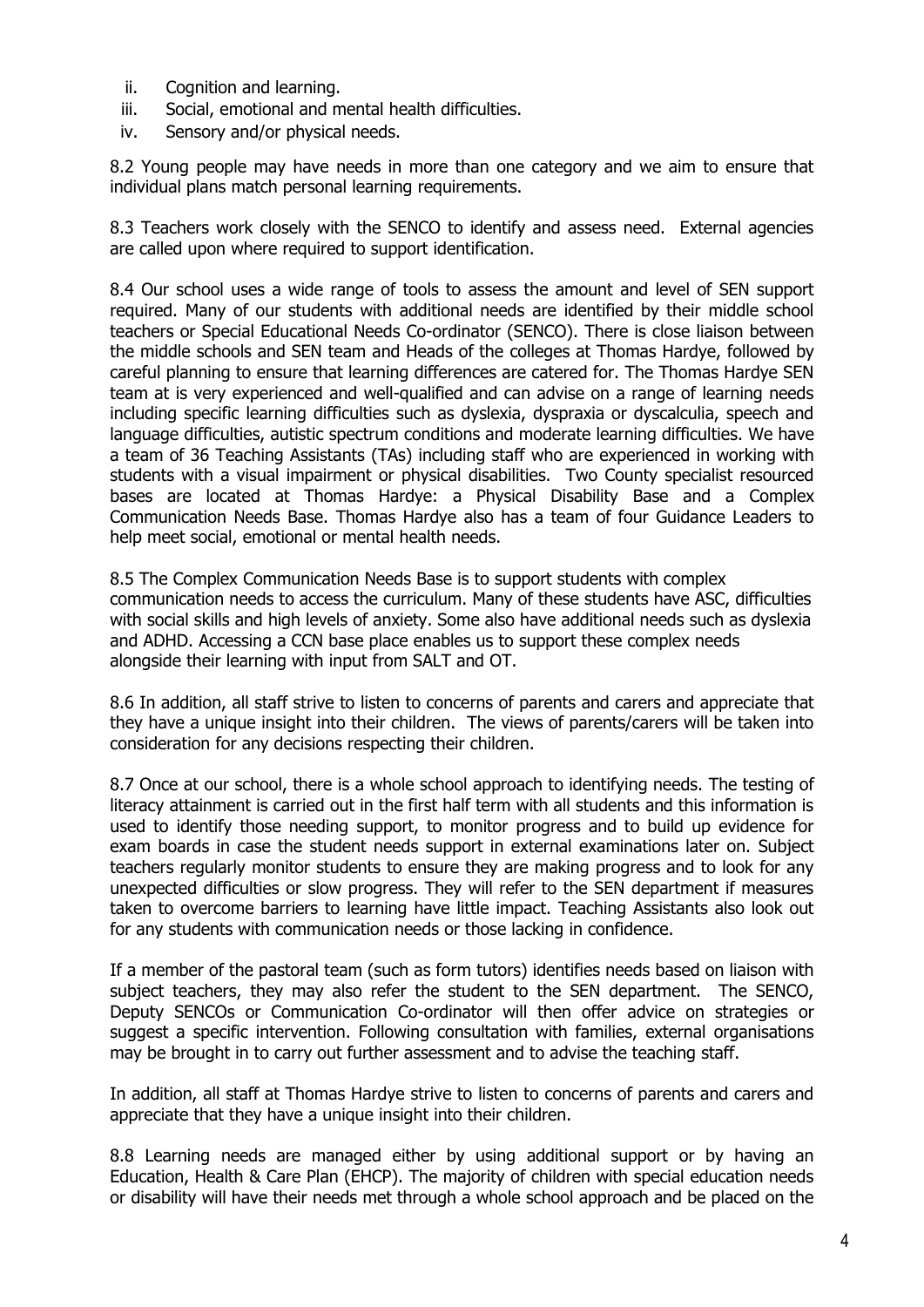ii. Cognition and learning.
iii. Social, emotional and mental health difficulties.
iv. Sensory and/or physical needs.

8.2 Young people may have needs in more than one category and we aim to ensure that individual plans match personal learning requirements.

8.3 Teachers work closely with the SENCO to identify and assess need. External agencies are called upon where required to support identification.

8.4 Our school uses a wide range of tools to assess the amount and level of SEN support required. Many of our students with additional needs are identified by their middle school teachers or Special Educational Needs Co-ordinator (SENCO). There is close liaison between the middle schools and SEN team and Heads of the colleges at Thomas Hardye, followed by careful planning to ensure that learning differences are catered for. The Thomas Hardye SEN team at is very experienced and well-qualified and can advise on a range of learning needs including specific learning difficulties such as dyslexia, dyspraxia or dyscalculia, speech and language difficulties, autistic spectrum conditions and moderate learning difficulties. We have a team of 36 Teaching Assistants (TAs) including staff who are experienced in working with students with a visual impairment or physical disabilities. Two County specialist resourced bases are located at Thomas Hardye: a Physical Disability Base and a Complex Communication Needs Base. Thomas Hardye also has a team of four Guidance Leaders to help meet social, emotional or mental health needs.

8.5 The Complex Communication Needs Base is to support students with complex communication needs to access the curriculum. Many of these students have ASC, difficulties with social skills and high levels of anxiety. Some also have additional needs such as dyslexia and ADHD. Accessing a CCN base place enables us to support these complex needs alongside their learning with input from SALT and OT.

8.6 In addition, all staff strive to listen to concerns of parents and carers and appreciate that they have a unique insight into their children. The views of parents/carers will be taken into consideration for any decisions respecting their children.

8.7 Once at our school, there is a whole school approach to identifying needs. The testing of literacy attainment is carried out in the first half term with all students and this information is used to identify those needing support, to monitor progress and to build up evidence for exam boards in case the student needs support in external examinations later on. Subject teachers regularly monitor students to ensure they are making progress and to look for any unexpected difficulties or slow progress. They will refer to the SEN department if measures taken to overcome barriers to learning have little impact. Teaching Assistants also look out for any students with communication needs or those lacking in confidence.

If a member of the pastoral team (such as form tutors) identifies needs based on liaison with subject teachers, they may also refer the student to the SEN department. The SENCO, Deputy SENCOs or Communication Co-ordinator will then offer advice on strategies or suggest a specific intervention. Following consultation with families, external organisations may be brought in to carry out further assessment and to advise the teaching staff.

In addition, all staff at Thomas Hardye strive to listen to concerns of parents and carers and appreciate that they have a unique insight into their children.

8.8 Learning needs are managed either by using additional support or by having an Education, Health & Care Plan (EHCP). The majority of children with special education needs or disability will have their needs met through a whole school approach and be placed on the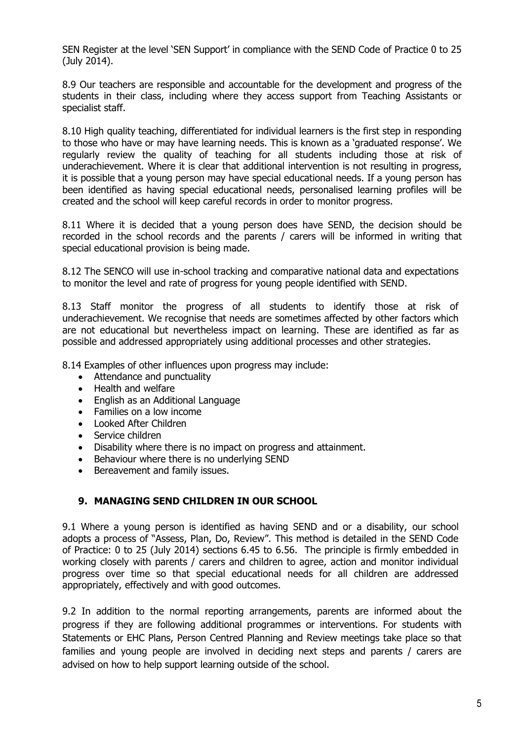SEN Register at the level 'SEN Support' in compliance with the SEND Code of Practice 0 to 25 (July 2014).

8.9 Our teachers are responsible and accountable for the development and progress of the students in their class, including where they access support from Teaching Assistants or specialist staff.

8.10 High quality teaching, differentiated for individual learners is the first step in responding to those who have or may have learning needs. This is known as a 'graduated response'. We regularly review the quality of teaching for all students including those at risk of underachievement. Where it is clear that additional intervention is not resulting in progress, it is possible that a young person may have special educational needs. If a young person has been identified as having special educational needs, personalised learning profiles will be created and the school will keep careful records in order to monitor progress.

8.11 Where it is decided that a young person does have SEND, the decision should be recorded in the school records and the parents / carers will be informed in writing that special educational provision is being made.

8.12 The SENCO will use in-school tracking and comparative national data and expectations to monitor the level and rate of progress for young people identified with SEND.

8.13 Staff monitor the progress of all students to identify those at risk of underachievement. We recognise that needs are sometimes affected by other factors which are not educational but nevertheless impact on learning. These are identified as far as possible and addressed appropriately using additional processes and other strategies.

8.14 Examples of other influences upon progress may include:

- Attendance and punctuality
- Health and welfare
- English as an Additional Language
- Families on a low income
- Looked After Children
- Service children
- Disability where there is no impact on progress and attainment.
- Behaviour where there is no underlying SEND
- Bereavement and family issues.

## 9. MANAGING SEND CHILDREN IN OUR SCHOOL

9.1 Where a young person is identified as having SEND and or a disability, our school adopts a process of "Assess, Plan, Do, Review". This method is detailed in the SEND Code of Practice: 0 to 25 (July 2014) sections 6.45 to 6.56. The principle is firmly embedded in working closely with parents / carers and children to agree, action and monitor individual progress over time so that special educational needs for all children are addressed appropriately, effectively and with good outcomes.

9.2 In addition to the normal reporting arrangements, parents are informed about the progress if they are following additional programmes or interventions. For students with Statements or EHC Plans, Person Centred Planning and Review meetings take place so that families and young people are involved in deciding next steps and parents / carers are advised on how to help support learning outside of the school.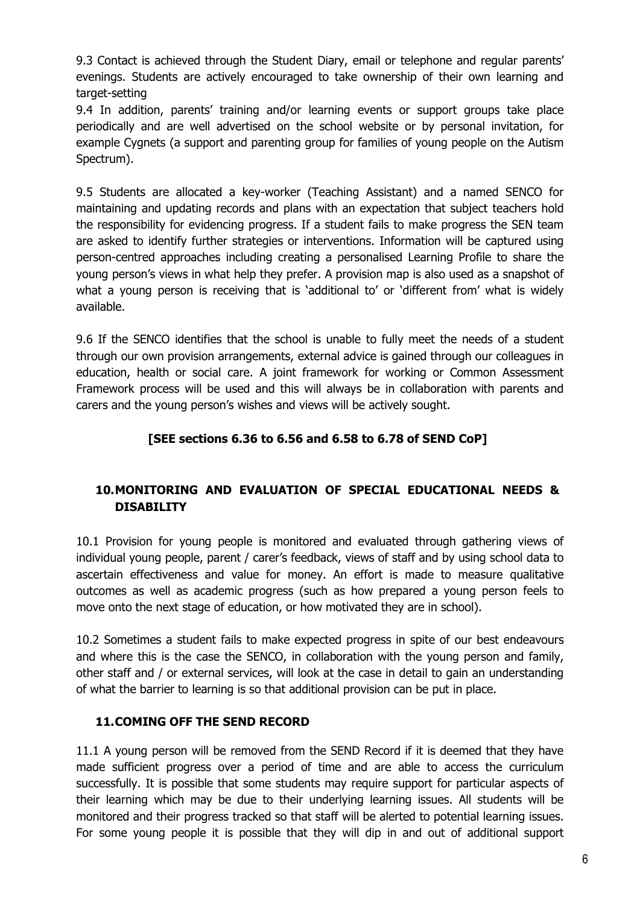9.3 Contact is achieved through the Student Diary, email or telephone and regular parents' evenings. Students are actively encouraged to take ownership of their own learning and target-setting

9.4 In addition, parents' training and/or learning events or support groups take place periodically and are well advertised on the school website or by personal invitation, for example Cygnets (a support and parenting group for families of young people on the Autism Spectrum).

9.5 Students are allocated a key-worker (Teaching Assistant) and a named SENCO for maintaining and updating records and plans with an expectation that subject teachers hold the responsibility for evidencing progress. If a student fails to make progress the SEN team are asked to identify further strategies or interventions. Information will be captured using person-centred approaches including creating a personalised Learning Profile to share the young person's views in what help they prefer. A provision map is also used as a snapshot of what a young person is receiving that is 'additional to' or 'different from' what is widely available.

9.6 If the SENCO identifies that the school is unable to fully meet the needs of a student through our own provision arrangements, external advice is gained through our colleagues in education, health or social care. A joint framework for working or Common Assessment Framework process will be used and this will always be in collaboration with parents and carers and the young person's wishes and views will be actively sought.

**[SEE sections 6.36 to 6.56 and 6.58 to 6.78 of SEND CoP]**

## 10. MONITORING AND EVALUATION OF SPECIAL EDUCATIONAL NEEDS & DISABILITY

10.1 Provision for young people is monitored and evaluated through gathering views of individual young people, parent / carer's feedback, views of staff and by using school data to ascertain effectiveness and value for money. An effort is made to measure qualitative outcomes as well as academic progress (such as how prepared a young person feels to move onto the next stage of education, or how motivated they are in school).

10.2 Sometimes a student fails to make expected progress in spite of our best endeavours and where this is the case the SENCO, in collaboration with the young person and family, other staff and / or external services, will look at the case in detail to gain an understanding of what the barrier to learning is so that additional provision can be put in place.

## 11. COMING OFF THE SEND RECORD

11.1 A young person will be removed from the SEND Record if it is deemed that they have made sufficient progress over a period of time and are able to access the curriculum successfully. It is possible that some students may require support for particular aspects of their learning which may be due to their underlying learning issues. All students will be monitored and their progress tracked so that staff will be alerted to potential learning issues. For some young people it is possible that they will dip in and out of additional support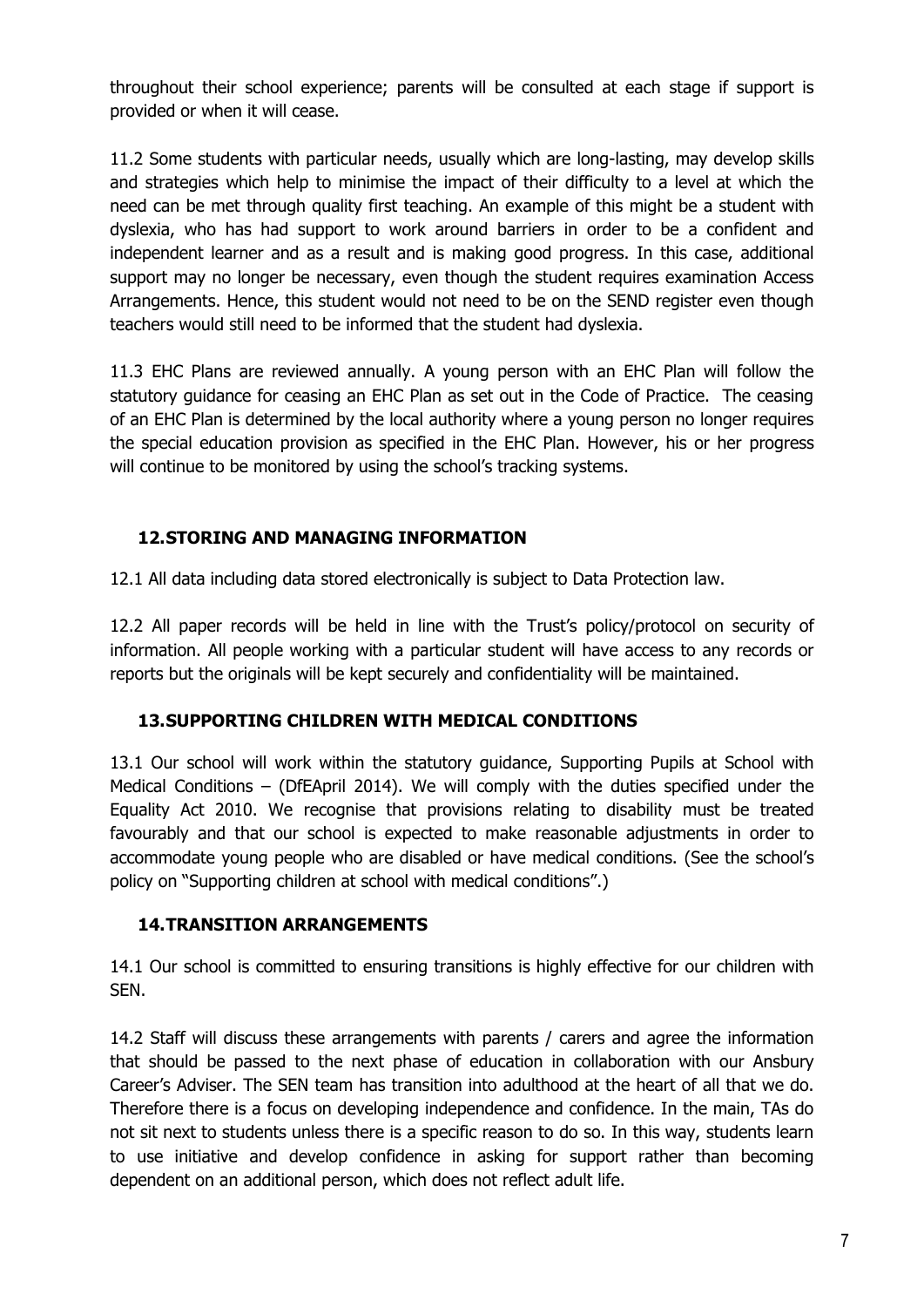throughout their school experience; parents will be consulted at each stage if support is provided or when it will cease.

11.2 Some students with particular needs, usually which are long-lasting, may develop skills and strategies which help to minimise the impact of their difficulty to a level at which the need can be met through quality first teaching. An example of this might be a student with dyslexia, who has had support to work around barriers in order to be a confident and independent learner and as a result and is making good progress. In this case, additional support may no longer be necessary, even though the student requires examination Access Arrangements. Hence, this student would not need to be on the SEND register even though teachers would still need to be informed that the student had dyslexia.

11.3 EHC Plans are reviewed annually. A young person with an EHC Plan will follow the statutory guidance for ceasing an EHC Plan as set out in the Code of Practice. The ceasing of an EHC Plan is determined by the local authority where a young person no longer requires the special education provision as specified in the EHC Plan. However, his or her progress will continue to be monitored by using the school's tracking systems.

## 12. STORING AND MANAGING INFORMATION

12.1 All data including data stored electronically is subject to Data Protection law.

12.2 All paper records will be held in line with the Trust's policy/protocol on security of information. All people working with a particular student will have access to any records or reports but the originals will be kept securely and confidentiality will be maintained.

## 13. SUPPORTING CHILDREN WITH MEDICAL CONDITIONS

13.1 Our school will work within the statutory guidance, Supporting Pupils at School with Medical Conditions – (DfEApril 2014). We will comply with the duties specified under the Equality Act 2010. We recognise that provisions relating to disability must be treated favourably and that our school is expected to make reasonable adjustments in order to accommodate young people who are disabled or have medical conditions. (See the school's policy on "Supporting children at school with medical conditions".)

## 14. TRANSITION ARRANGEMENTS

14.1 Our school is committed to ensuring transitions is highly effective for our children with SEN.

14.2 Staff will discuss these arrangements with parents / carers and agree the information that should be passed to the next phase of education in collaboration with our Ansbury Career's Adviser. The SEN team has transition into adulthood at the heart of all that we do. Therefore there is a focus on developing independence and confidence. In the main, TAs do not sit next to students unless there is a specific reason to do so. In this way, students learn to use initiative and develop confidence in asking for support rather than becoming dependent on an additional person, which does not reflect adult life.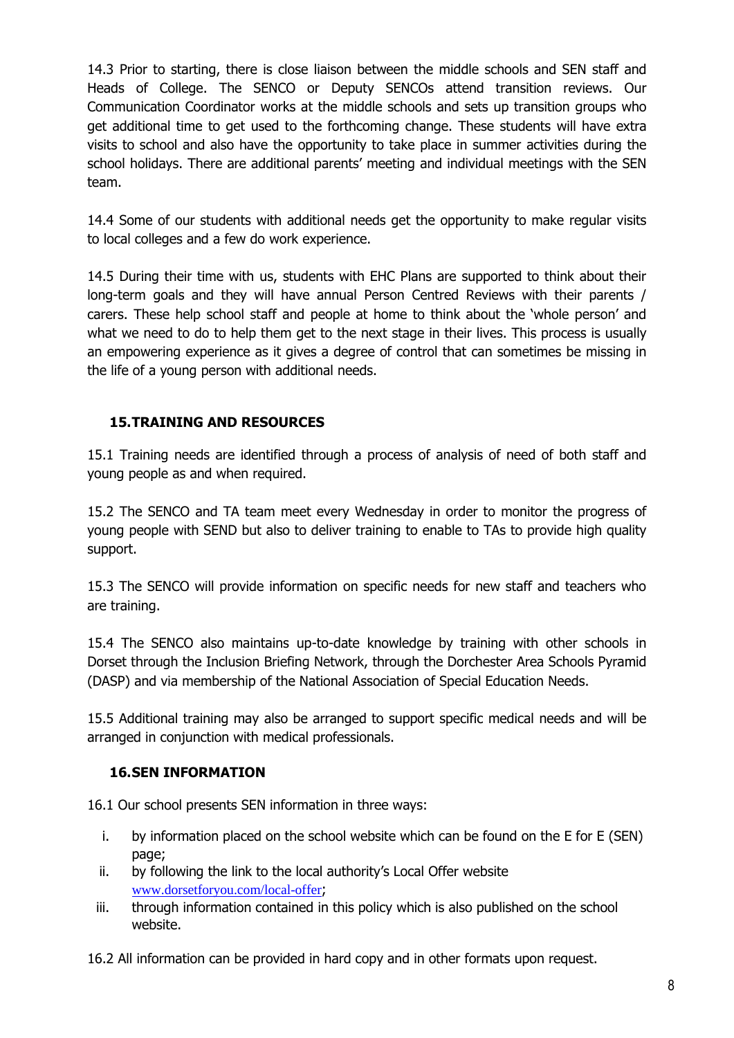14.3 Prior to starting, there is close liaison between the middle schools and SEN staff and Heads of College. The SENCO or Deputy SENCOs attend transition reviews. Our Communication Coordinator works at the middle schools and sets up transition groups who get additional time to get used to the forthcoming change. These students will have extra visits to school and also have the opportunity to take place in summer activities during the school holidays. There are additional parents' meeting and individual meetings with the SEN team.

14.4 Some of our students with additional needs get the opportunity to make regular visits to local colleges and a few do work experience.

14.5 During their time with us, students with EHC Plans are supported to think about their long-term goals and they will have annual Person Centred Reviews with their parents / carers. These help school staff and people at home to think about the 'whole person' and what we need to do to help them get to the next stage in their lives. This process is usually an empowering experience as it gives a degree of control that can sometimes be missing in the life of a young person with additional needs.

## 15. TRAINING AND RESOURCES

15.1 Training needs are identified through a process of analysis of need of both staff and young people as and when required.

15.2 The SENCO and TA team meet every Wednesday in order to monitor the progress of young people with SEND but also to deliver training to enable to TAs to provide high quality support.

15.3 The SENCO will provide information on specific needs for new staff and teachers who are training.

15.4 The SENCO also maintains up-to-date knowledge by training with other schools in Dorset through the Inclusion Briefing Network, through the Dorchester Area Schools Pyramid (DASP) and via membership of the National Association of Special Education Needs.

15.5 Additional training may also be arranged to support specific medical needs and will be arranged in conjunction with medical professionals.

## 16. SEN INFORMATION

16.1 Our school presents SEN information in three ways:

i. by information placed on the school website which can be found on the E for E (SEN) page;
ii. by following the link to the local authority's Local Offer website www.dorsetforyou.com/local-offer;
iii. through information contained in this policy which is also published on the school website.

16.2 All information can be provided in hard copy and in other formats upon request.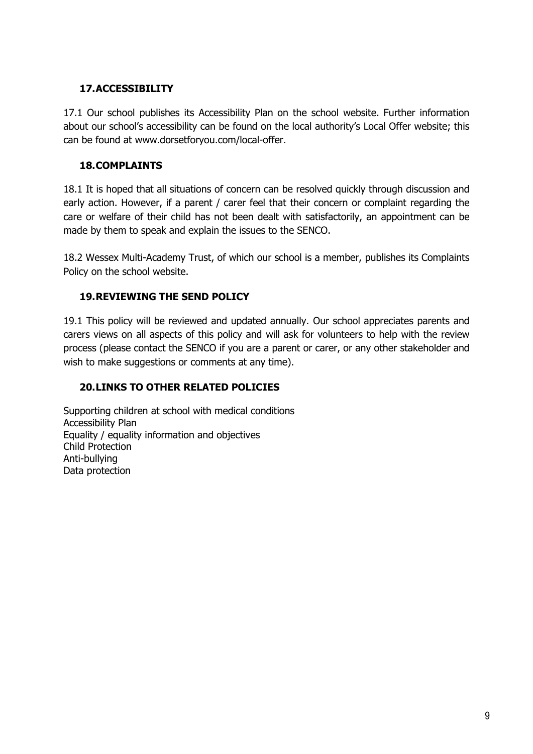## 17. ACCESSIBILITY

17.1 Our school publishes its Accessibility Plan on the school website. Further information about our school's accessibility can be found on the local authority's Local Offer website; this can be found at www.dorsetforyou.com/local-offer.

## 18. COMPLAINTS

18.1 It is hoped that all situations of concern can be resolved quickly through discussion and early action. However, if a parent / carer feel that their concern or complaint regarding the care or welfare of their child has not been dealt with satisfactorily, an appointment can be made by them to speak and explain the issues to the SENCO.

18.2 Wessex Multi-Academy Trust, of which our school is a member, publishes its Complaints Policy on the school website.

## 19. REVIEWING THE SEND POLICY

19.1 This policy will be reviewed and updated annually. Our school appreciates parents and carers views on all aspects of this policy and will ask for volunteers to help with the review process (please contact the SENCO if you are a parent or carer, or any other stakeholder and wish to make suggestions or comments at any time).

## 20. LINKS TO OTHER RELATED POLICIES

Supporting children at school with medical conditions
Accessibility Plan
Equality / equality information and objectives
Child Protection
Anti-bullying
Data protection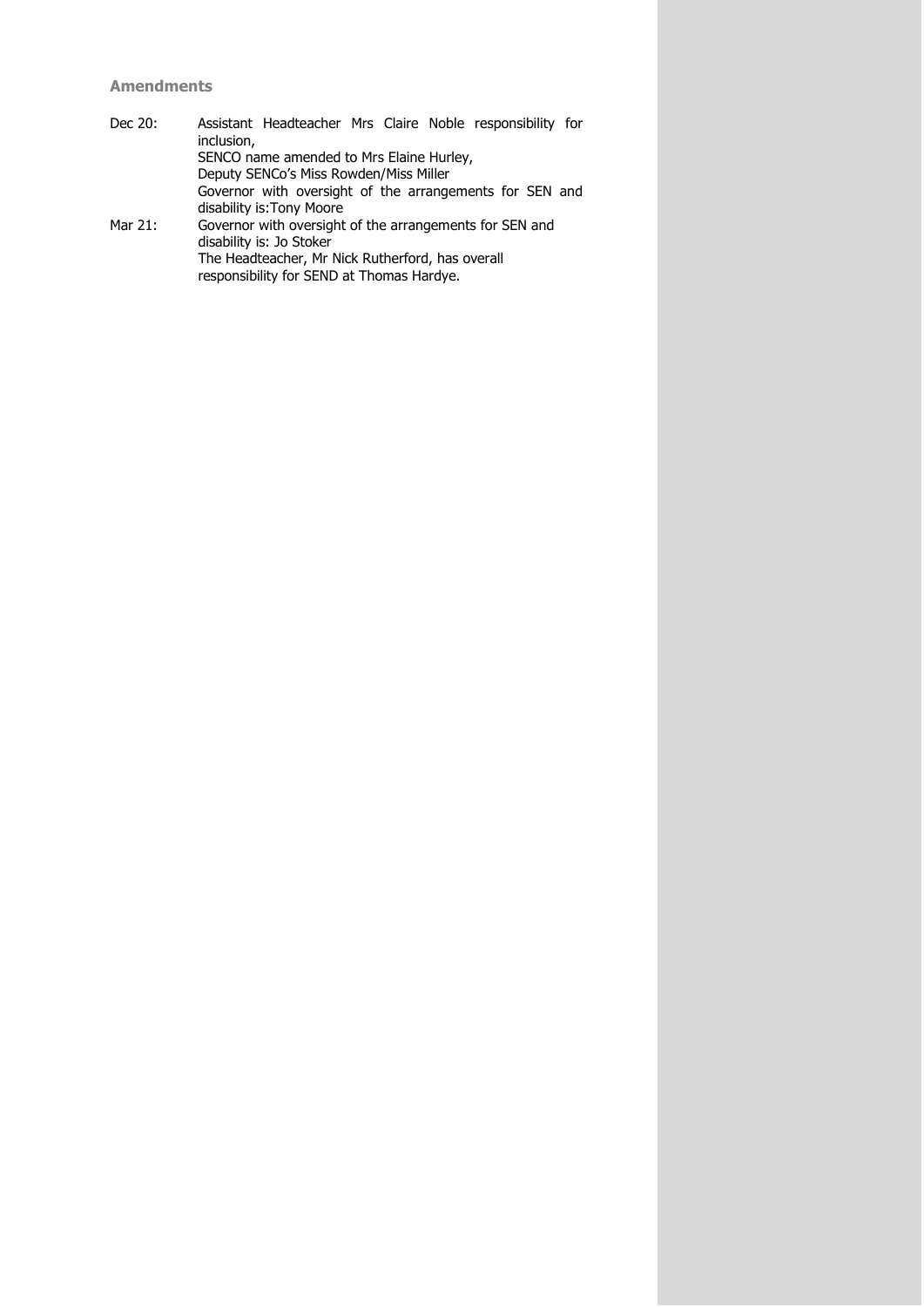### Amendments

| | |
|---|---|
| Dec 20: | Assistant Headteacher Mrs Claire Noble responsibility for inclusion,<br>SENCO name amended to Mrs Elaine Hurley,<br>Deputy SENCo's Miss Rowden/Miss Miller<br>Governor with oversight of the arrangements for SEN and disability is:Tony Moore |
| Mar 21: | Governor with oversight of the arrangements for SEN and disability is: Jo Stoker<br>The Headteacher, Mr Nick Rutherford, has overall responsibility for SEND at Thomas Hardye. |